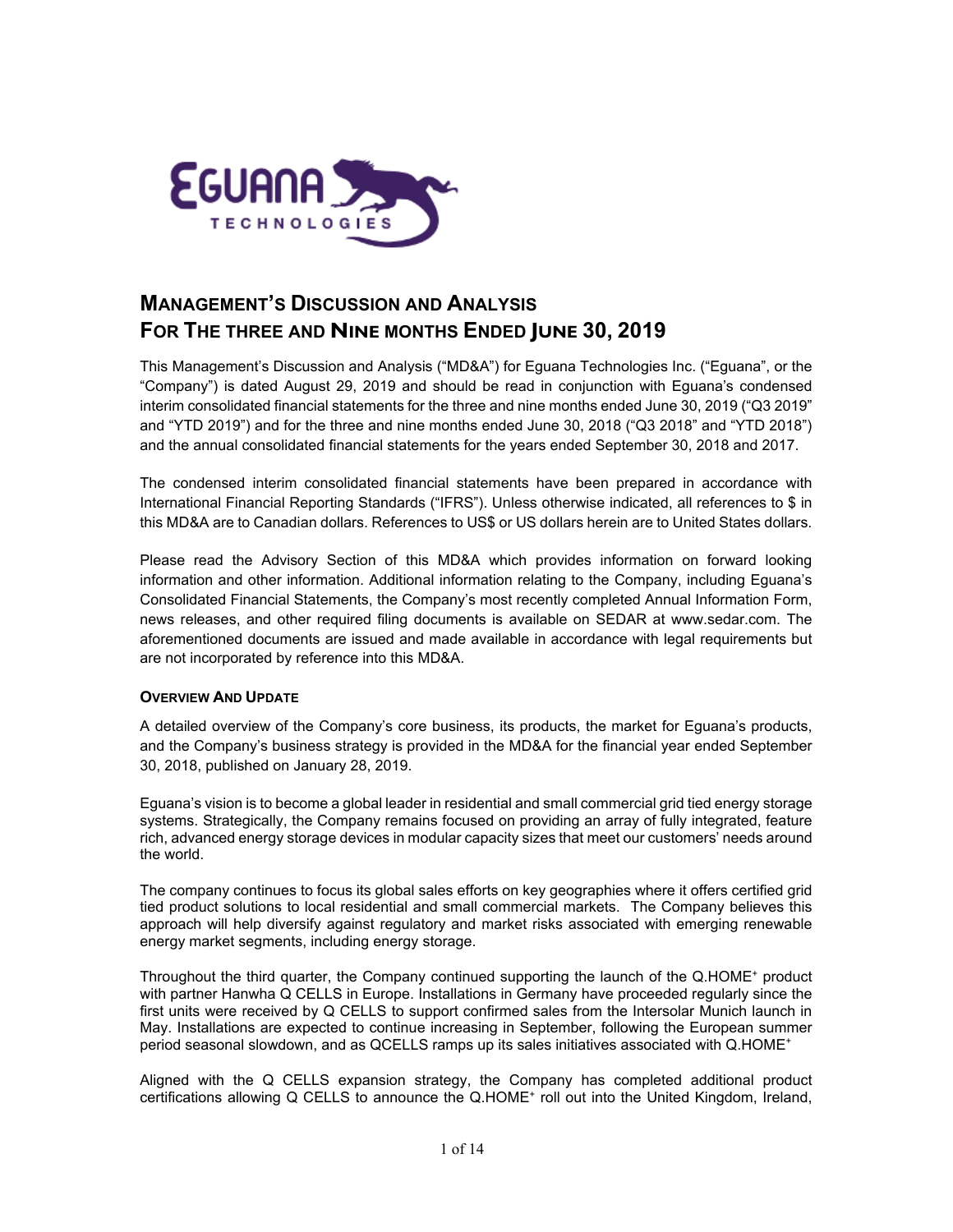# MANAGEMENT'S DISCUSSION AND ANALYSIS
# FOR THE THREE AND NINE MONTHS ENDED JUNE 30, 2019

This Management's Discussion and Analysis ("MD&A") for Eguana Technologies Inc. ("Eguana", or the "Company") is dated August 29, 2019 and should be read in conjunction with Eguana's condensed interim consolidated financial statements for the three and nine months ended June 30, 2019 ("Q3 2019" and "YTD 2019") and for the three and nine months ended June 30, 2018 ("Q3 2018" and "YTD 2018") and the annual consolidated financial statements for the years ended September 30, 2018 and 2017.

The condensed interim consolidated financial statements have been prepared in accordance with International Financial Reporting Standards ("IFRS"). Unless otherwise indicated, all references to $ in this MD&A are to Canadian dollars. References to US$ or US dollars herein are to United States dollars.

Please read the Advisory Section of this MD&A which provides information on forward looking information and other information. Additional information relating to the Company, including Eguana's Consolidated Financial Statements, the Company's most recently completed Annual Information Form, news releases, and other required filing documents is available on SEDAR at www.sedar.com. The aforementioned documents are issued and made available in accordance with legal requirements but are not incorporated by reference into this MD&A.

### OVERVIEW AND UPDATE

A detailed overview of the Company's core business, its products, the market for Eguana's products, and the Company's business strategy is provided in the MD&A for the financial year ended September 30, 2018, published on January 28, 2019.

Eguana's vision is to become a global leader in residential and small commercial grid tied energy storage systems. Strategically, the Company remains focused on providing an array of fully integrated, feature rich, advanced energy storage devices in modular capacity sizes that meet our customers' needs around the world.

The company continues to focus its global sales efforts on key geographies where it offers certified grid tied product solutions to local residential and small commercial markets. The Company believes this approach will help diversify against regulatory and market risks associated with emerging renewable energy market segments, including energy storage.

Throughout the third quarter, the Company continued supporting the launch of the Q.HOME⁺ product with partner Hanwha Q CELLS in Europe. Installations in Germany have proceeded regularly since the first units were received by Q CELLS to support confirmed sales from the Intersolar Munich launch in May. Installations are expected to continue increasing in September, following the European summer period seasonal slowdown, and as QCELLS ramps up its sales initiatives associated with Q.HOME⁺

Aligned with the Q CELLS expansion strategy, the Company has completed additional product certifications allowing Q CELLS to announce the Q.HOME⁺ roll out into the United Kingdom, Ireland,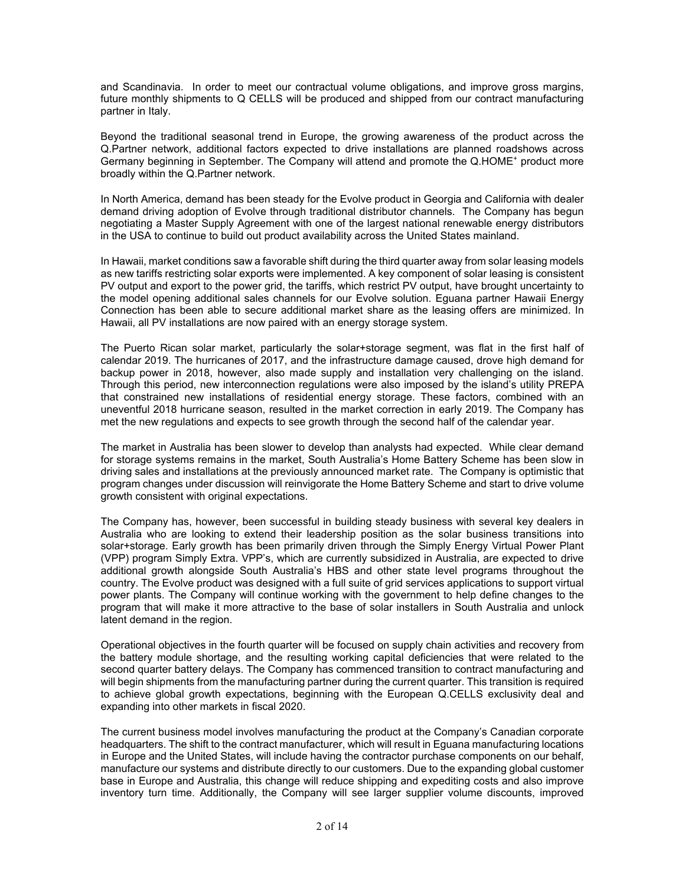and Scandinavia. In order to meet our contractual volume obligations, and improve gross margins, future monthly shipments to Q CELLS will be produced and shipped from our contract manufacturing partner in Italy.

Beyond the traditional seasonal trend in Europe, the growing awareness of the product across the Q.Partner network, additional factors expected to drive installations are planned roadshows across Germany beginning in September. The Company will attend and promote the Q.HOME⁺ product more broadly within the Q.Partner network.

In North America, demand has been steady for the Evolve product in Georgia and California with dealer demand driving adoption of Evolve through traditional distributor channels. The Company has begun negotiating a Master Supply Agreement with one of the largest national renewable energy distributors in the USA to continue to build out product availability across the United States mainland.

In Hawaii, market conditions saw a favorable shift during the third quarter away from solar leasing models as new tariffs restricting solar exports were implemented. A key component of solar leasing is consistent PV output and export to the power grid, the tariffs, which restrict PV output, have brought uncertainty to the model opening additional sales channels for our Evolve solution. Eguana partner Hawaii Energy Connection has been able to secure additional market share as the leasing offers are minimized. In Hawaii, all PV installations are now paired with an energy storage system.

The Puerto Rican solar market, particularly the solar+storage segment, was flat in the first half of calendar 2019. The hurricanes of 2017, and the infrastructure damage caused, drove high demand for backup power in 2018, however, also made supply and installation very challenging on the island. Through this period, new interconnection regulations were also imposed by the island's utility PREPA that constrained new installations of residential energy storage. These factors, combined with an uneventful 2018 hurricane season, resulted in the market correction in early 2019. The Company has met the new regulations and expects to see growth through the second half of the calendar year.

The market in Australia has been slower to develop than analysts had expected. While clear demand for storage systems remains in the market, South Australia's Home Battery Scheme has been slow in driving sales and installations at the previously announced market rate. The Company is optimistic that program changes under discussion will reinvigorate the Home Battery Scheme and start to drive volume growth consistent with original expectations.

The Company has, however, been successful in building steady business with several key dealers in Australia who are looking to extend their leadership position as the solar business transitions into solar+storage. Early growth has been primarily driven through the Simply Energy Virtual Power Plant (VPP) program Simply Extra. VPP's, which are currently subsidized in Australia, are expected to drive additional growth alongside South Australia's HBS and other state level programs throughout the country. The Evolve product was designed with a full suite of grid services applications to support virtual power plants. The Company will continue working with the government to help define changes to the program that will make it more attractive to the base of solar installers in South Australia and unlock latent demand in the region.

Operational objectives in the fourth quarter will be focused on supply chain activities and recovery from the battery module shortage, and the resulting working capital deficiencies that were related to the second quarter battery delays. The Company has commenced transition to contract manufacturing and will begin shipments from the manufacturing partner during the current quarter. This transition is required to achieve global growth expectations, beginning with the European Q.CELLS exclusivity deal and expanding into other markets in fiscal 2020.

The current business model involves manufacturing the product at the Company's Canadian corporate headquarters. The shift to the contract manufacturer, which will result in Eguana manufacturing locations in Europe and the United States, will include having the contractor purchase components on our behalf, manufacture our systems and distribute directly to our customers. Due to the expanding global customer base in Europe and Australia, this change will reduce shipping and expediting costs and also improve inventory turn time. Additionally, the Company will see larger supplier volume discounts, improved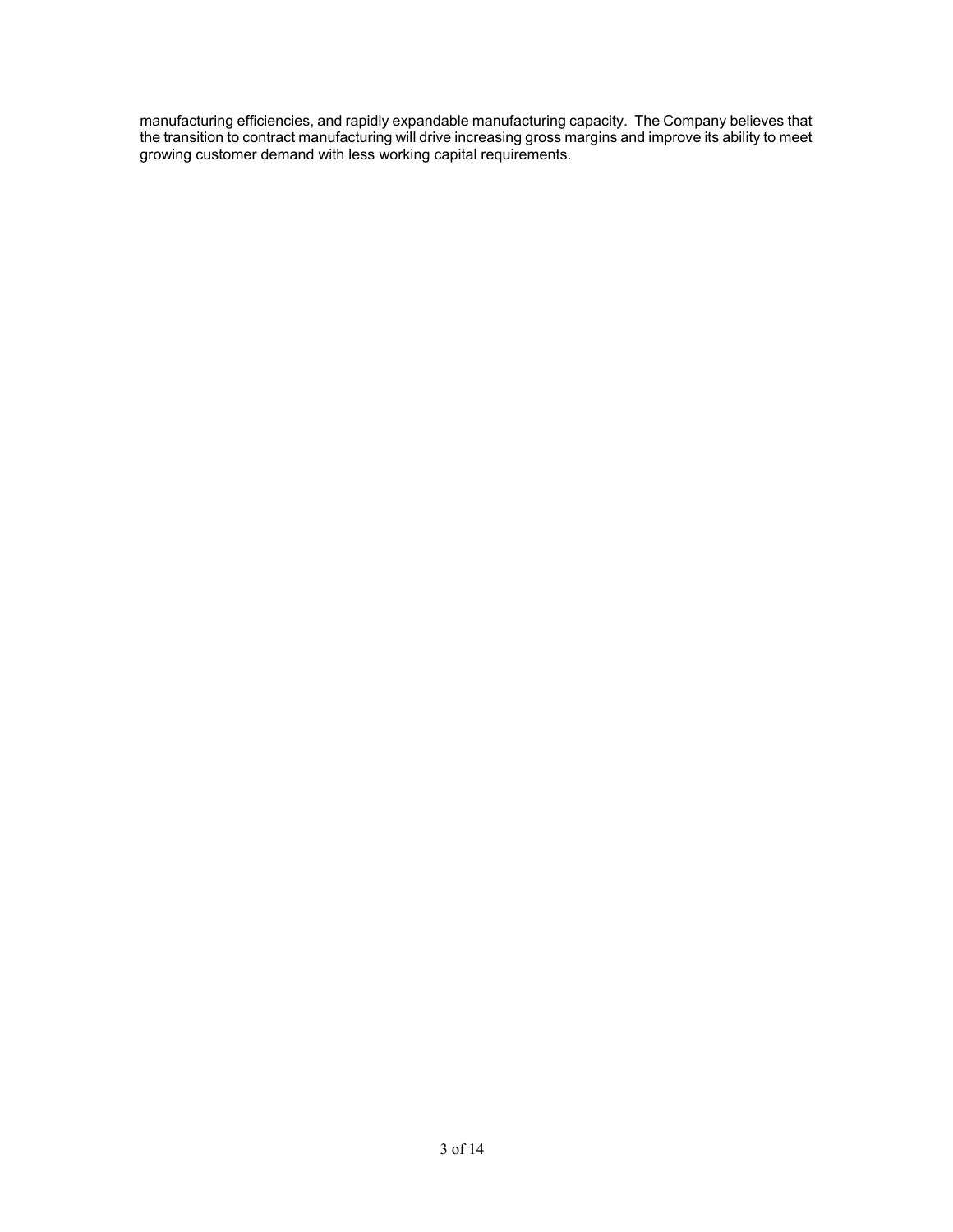manufacturing efficiencies, and rapidly expandable manufacturing capacity. The Company believes that the transition to contract manufacturing will drive increasing gross margins and improve its ability to meet growing customer demand with less working capital requirements.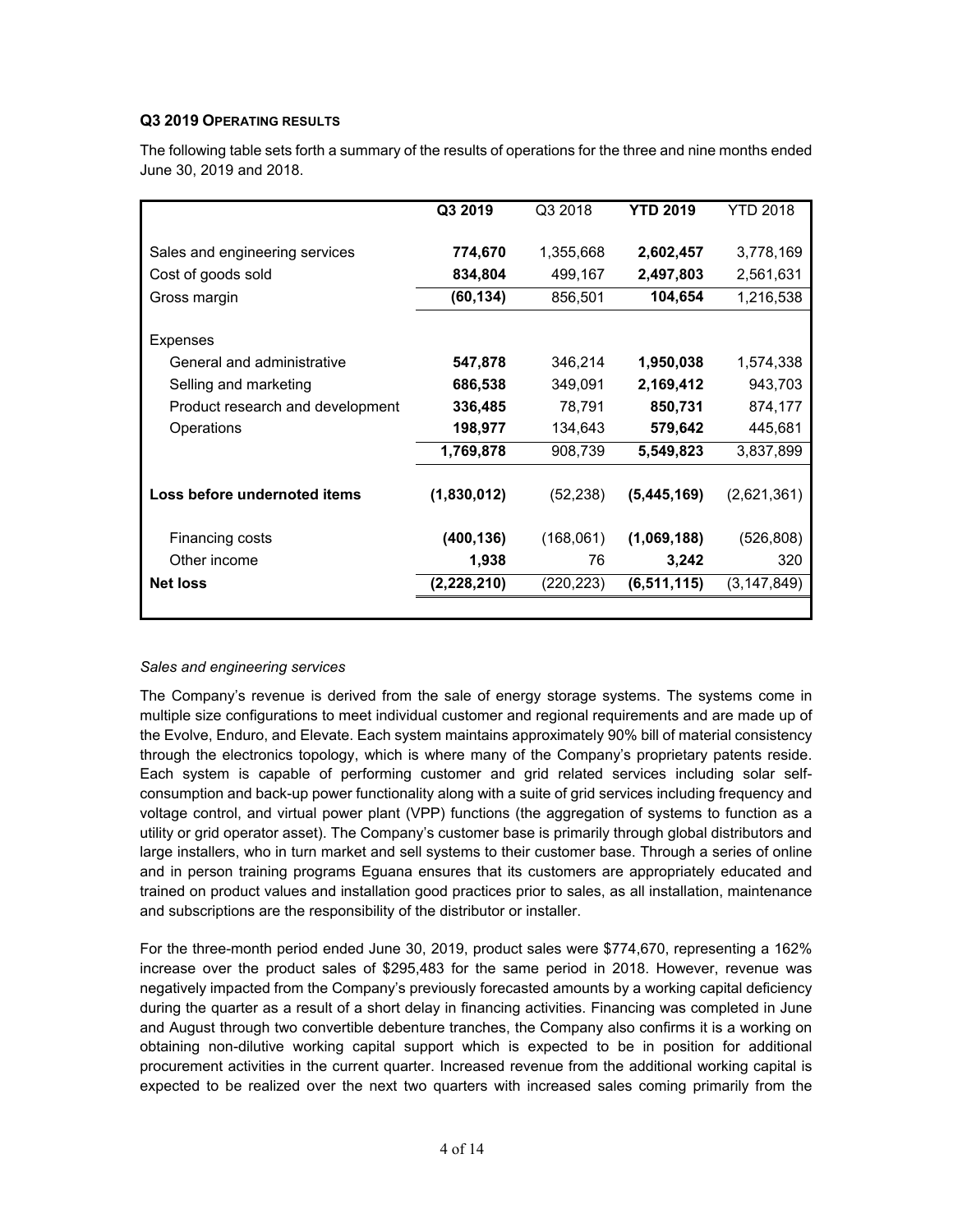### Q3 2019 OPERATING RESULTS

The following table sets forth a summary of the results of operations for the three and nine months ended June 30, 2019 and 2018.

| | **Q3 2019** | Q3 2018 | **YTD 2019** | YTD 2018 |
|---|---|---|---|---|
| Sales and engineering services | **774,670** | 1,355,668 | **2,602,457** | 3,778,169 |
| Cost of goods sold | **834,804** | 499,167 | **2,497,803** | 2,561,631 |
| Gross margin | **(60,134)** | 856,501 | **104,654** | 1,216,538 |
| Expenses | | | | |
| General and administrative | **547,878** | 346,214 | **1,950,038** | 1,574,338 |
| Selling and marketing | **686,538** | 349,091 | **2,169,412** | 943,703 |
| Product research and development | **336,485** | 78,791 | **850,731** | 874,177 |
| Operations | **198,977** | 134,643 | **579,642** | 445,681 |
| | **1,769,878** | 908,739 | **5,549,823** | 3,837,899 |
| **Loss before undernoted items** | **(1,830,012)** | (52,238) | **(5,445,169)** | (2,621,361) |
| Financing costs | **(400,136)** | (168,061) | **(1,069,188)** | (526,808) |
| Other income | **1,938** | 76 | **3,242** | 320 |
| **Net loss** | **(2,228,210)** | (220,223) | **(6,511,115)** | (3,147,849) |

*Sales and engineering services*

The Company's revenue is derived from the sale of energy storage systems. The systems come in multiple size configurations to meet individual customer and regional requirements and are made up of the Evolve, Enduro, and Elevate. Each system maintains approximately 90% bill of material consistency through the electronics topology, which is where many of the Company's proprietary patents reside. Each system is capable of performing customer and grid related services including solar self-consumption and back-up power functionality along with a suite of grid services including frequency and voltage control, and virtual power plant (VPP) functions (the aggregation of systems to function as a utility or grid operator asset). The Company's customer base is primarily through global distributors and large installers, who in turn market and sell systems to their customer base. Through a series of online and in person training programs Eguana ensures that its customers are appropriately educated and trained on product values and installation good practices prior to sales, as all installation, maintenance and subscriptions are the responsibility of the distributor or installer.

For the three-month period ended June 30, 2019, product sales were $774,670, representing a 162% increase over the product sales of $295,483 for the same period in 2018. However, revenue was negatively impacted from the Company's previously forecasted amounts by a working capital deficiency during the quarter as a result of a short delay in financing activities. Financing was completed in June and August through two convertible debenture tranches, the Company also confirms it is a working on obtaining non-dilutive working capital support which is expected to be in position for additional procurement activities in the current quarter. Increased revenue from the additional working capital is expected to be realized over the next two quarters with increased sales coming primarily from the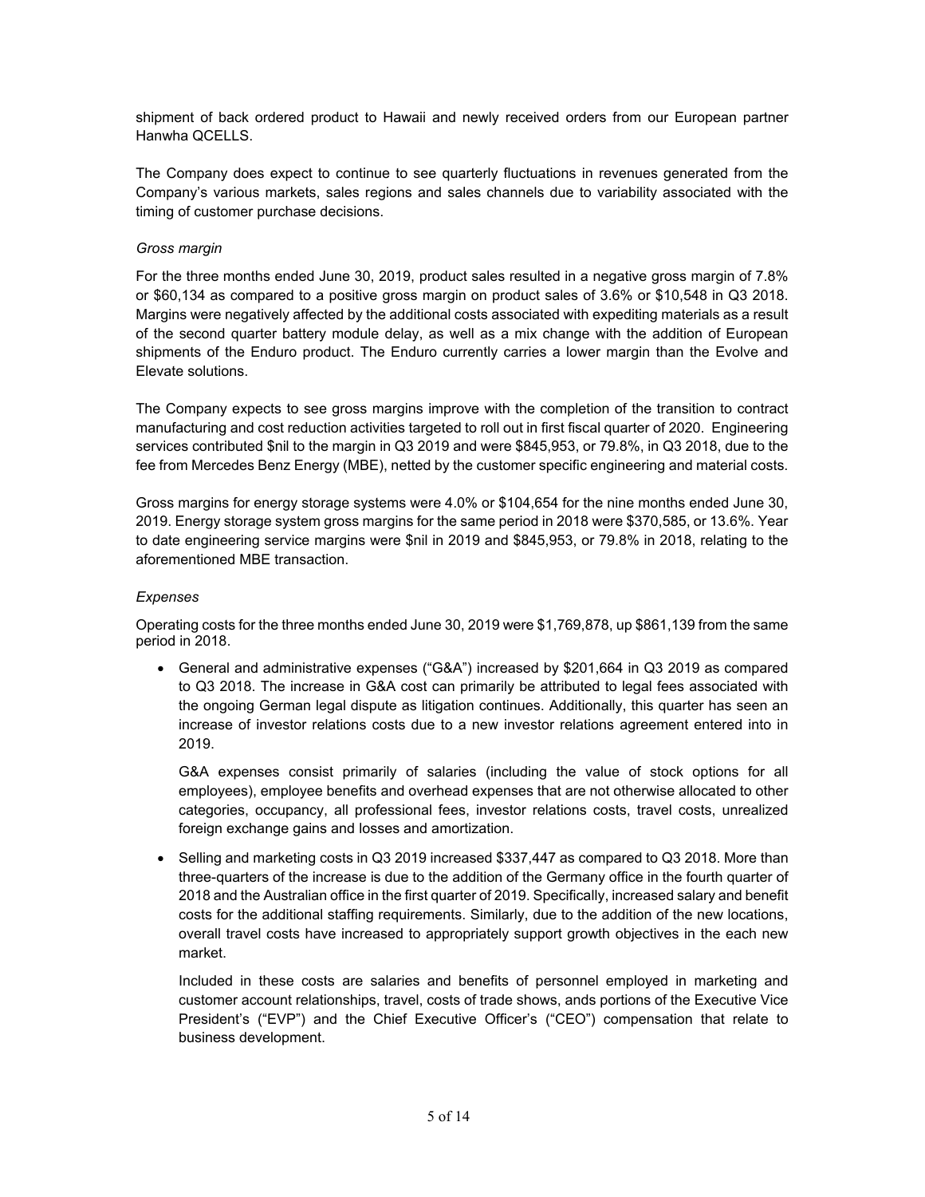shipment of back ordered product to Hawaii and newly received orders from our European partner Hanwha QCELLS.

The Company does expect to continue to see quarterly fluctuations in revenues generated from the Company's various markets, sales regions and sales channels due to variability associated with the timing of customer purchase decisions.

*Gross margin*

For the three months ended June 30, 2019, product sales resulted in a negative gross margin of 7.8% or $60,134 as compared to a positive gross margin on product sales of 3.6% or $10,548 in Q3 2018. Margins were negatively affected by the additional costs associated with expediting materials as a result of the second quarter battery module delay, as well as a mix change with the addition of European shipments of the Enduro product. The Enduro currently carries a lower margin than the Evolve and Elevate solutions.

The Company expects to see gross margins improve with the completion of the transition to contract manufacturing and cost reduction activities targeted to roll out in first fiscal quarter of 2020. Engineering services contributed $nil to the margin in Q3 2019 and were $845,953, or 79.8%, in Q3 2018, due to the fee from Mercedes Benz Energy (MBE), netted by the customer specific engineering and material costs.

Gross margins for energy storage systems were 4.0% or $104,654 for the nine months ended June 30, 2019. Energy storage system gross margins for the same period in 2018 were $370,585, or 13.6%. Year to date engineering service margins were $nil in 2019 and $845,953, or 79.8% in 2018, relating to the aforementioned MBE transaction.

*Expenses*

Operating costs for the three months ended June 30, 2019 were $1,769,878, up $861,139 from the same period in 2018.

- General and administrative expenses ("G&A") increased by $201,664 in Q3 2019 as compared to Q3 2018. The increase in G&A cost can primarily be attributed to legal fees associated with the ongoing German legal dispute as litigation continues. Additionally, this quarter has seen an increase of investor relations costs due to a new investor relations agreement entered into in 2019.

  G&A expenses consist primarily of salaries (including the value of stock options for all employees), employee benefits and overhead expenses that are not otherwise allocated to other categories, occupancy, all professional fees, investor relations costs, travel costs, unrealized foreign exchange gains and losses and amortization.

- Selling and marketing costs in Q3 2019 increased $337,447 as compared to Q3 2018. More than three-quarters of the increase is due to the addition of the Germany office in the fourth quarter of 2018 and the Australian office in the first quarter of 2019. Specifically, increased salary and benefit costs for the additional staffing requirements. Similarly, due to the addition of the new locations, overall travel costs have increased to appropriately support growth objectives in the each new market.

  Included in these costs are salaries and benefits of personnel employed in marketing and customer account relationships, travel, costs of trade shows, ands portions of the Executive Vice President's ("EVP") and the Chief Executive Officer's ("CEO") compensation that relate to business development.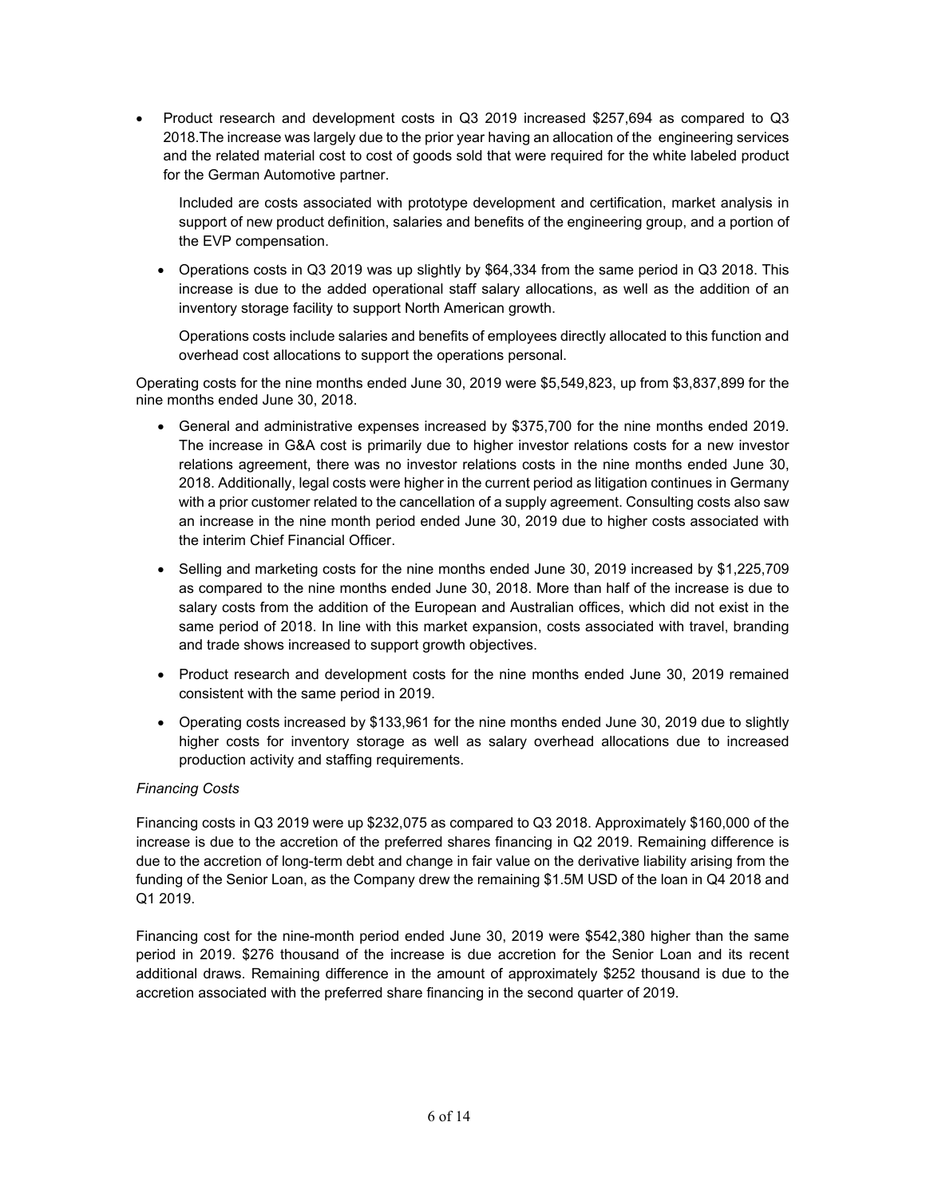- Product research and development costs in Q3 2019 increased $257,694 as compared to Q3 2018.The increase was largely due to the prior year having an allocation of the engineering services and the related material cost to cost of goods sold that were required for the white labeled product for the German Automotive partner.

  Included are costs associated with prototype development and certification, market analysis in support of new product definition, salaries and benefits of the engineering group, and a portion of the EVP compensation.

- Operations costs in Q3 2019 was up slightly by $64,334 from the same period in Q3 2018. This increase is due to the added operational staff salary allocations, as well as the addition of an inventory storage facility to support North American growth.

  Operations costs include salaries and benefits of employees directly allocated to this function and overhead cost allocations to support the operations personal.

Operating costs for the nine months ended June 30, 2019 were $5,549,823, up from $3,837,899 for the nine months ended June 30, 2018.

- General and administrative expenses increased by $375,700 for the nine months ended 2019. The increase in G&A cost is primarily due to higher investor relations costs for a new investor relations agreement, there was no investor relations costs in the nine months ended June 30, 2018. Additionally, legal costs were higher in the current period as litigation continues in Germany with a prior customer related to the cancellation of a supply agreement. Consulting costs also saw an increase in the nine month period ended June 30, 2019 due to higher costs associated with the interim Chief Financial Officer.

- Selling and marketing costs for the nine months ended June 30, 2019 increased by $1,225,709 as compared to the nine months ended June 30, 2018. More than half of the increase is due to salary costs from the addition of the European and Australian offices, which did not exist in the same period of 2018. In line with this market expansion, costs associated with travel, branding and trade shows increased to support growth objectives.

- Product research and development costs for the nine months ended June 30, 2019 remained consistent with the same period in 2019.

- Operating costs increased by $133,961 for the nine months ended June 30, 2019 due to slightly higher costs for inventory storage as well as salary overhead allocations due to increased production activity and staffing requirements.

*Financing Costs*

Financing costs in Q3 2019 were up $232,075 as compared to Q3 2018. Approximately $160,000 of the increase is due to the accretion of the preferred shares financing in Q2 2019. Remaining difference is due to the accretion of long-term debt and change in fair value on the derivative liability arising from the funding of the Senior Loan, as the Company drew the remaining $1.5M USD of the loan in Q4 2018 and Q1 2019.

Financing cost for the nine-month period ended June 30, 2019 were $542,380 higher than the same period in 2019. $276 thousand of the increase is due accretion for the Senior Loan and its recent additional draws. Remaining difference in the amount of approximately $252 thousand is due to the accretion associated with the preferred share financing in the second quarter of 2019.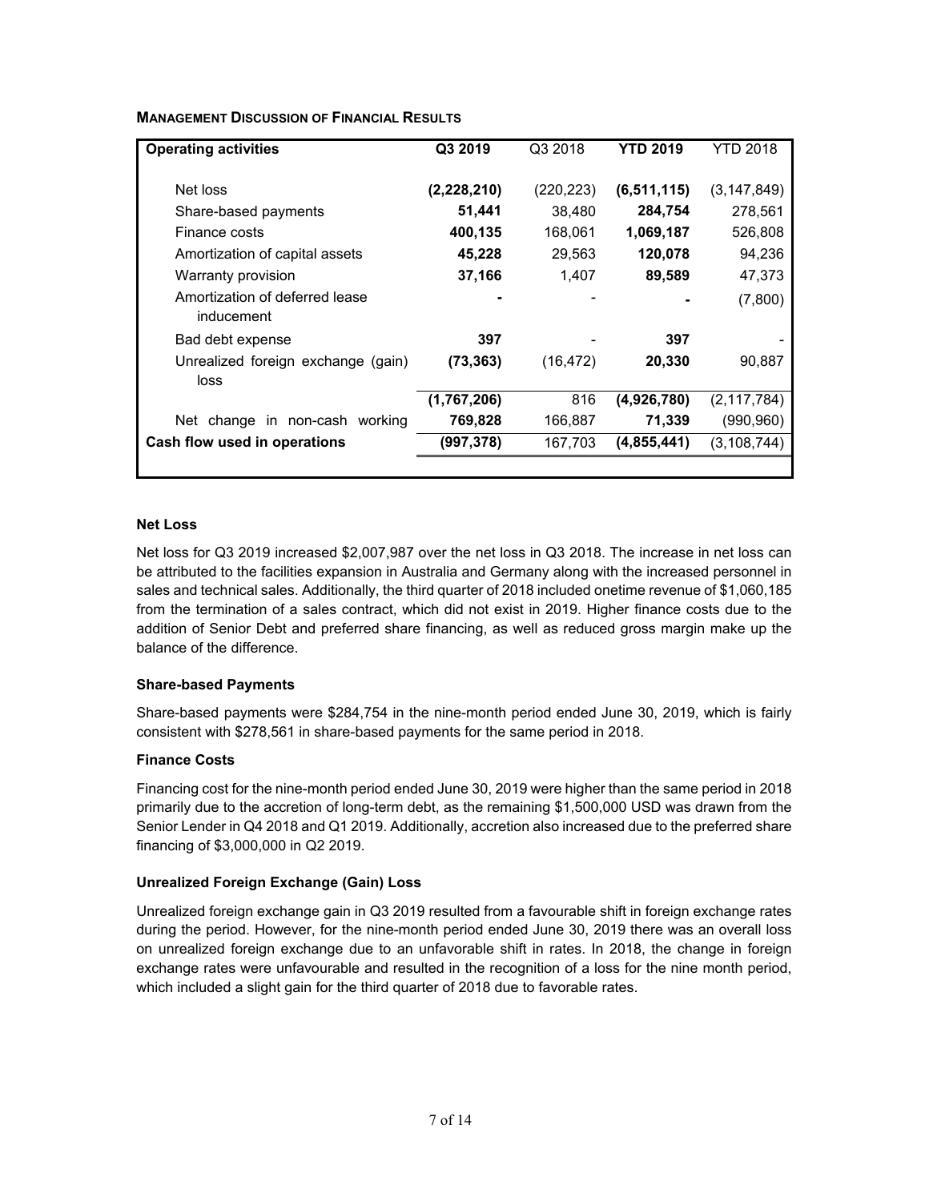**MANAGEMENT DISCUSSION OF FINANCIAL RESULTS**

| Operating activities | Q3 2019 | Q3 2018 | YTD 2019 | YTD 2018 |
|---|---|---|---|---|
| Net loss | **(2,228,210)** | (220,223) | **(6,511,115)** | (3,147,849) |
| Share-based payments | **51,441** | 38,480 | **284,754** | 278,561 |
| Finance costs | **400,135** | 168,061 | **1,069,187** | 526,808 |
| Amortization of capital assets | **45,228** | 29,563 | **120,078** | 94,236 |
| Warranty provision | **37,166** | 1,407 | **89,589** | 47,373 |
| Amortization of deferred lease inducement | **-** | - | **-** | (7,800) |
| Bad debt expense | **397** | - | **397** | - |
| Unrealized foreign exchange (gain) loss | **(73,363)** | (16,472) | **20,330** | 90,887 |
| | **(1,767,206)** | 816 | **(4,926,780)** | (2,117,784) |
| Net change in non-cash working | **769,828** | 166,887 | **71,339** | (990,960) |
| **Cash flow used in operations** | **(997,378)** | 167,703 | **(4,855,441)** | (3,108,744) |

**Net Loss**

Net loss for Q3 2019 increased $2,007,987 over the net loss in Q3 2018. The increase in net loss can be attributed to the facilities expansion in Australia and Germany along with the increased personnel in sales and technical sales. Additionally, the third quarter of 2018 included onetime revenue of $1,060,185 from the termination of a sales contract, which did not exist in 2019. Higher finance costs due to the addition of Senior Debt and preferred share financing, as well as reduced gross margin make up the balance of the difference.

**Share-based Payments**

Share-based payments were $284,754 in the nine-month period ended June 30, 2019, which is fairly consistent with $278,561 in share-based payments for the same period in 2018.

**Finance Costs**

Financing cost for the nine-month period ended June 30, 2019 were higher than the same period in 2018 primarily due to the accretion of long-term debt, as the remaining $1,500,000 USD was drawn from the Senior Lender in Q4 2018 and Q1 2019. Additionally, accretion also increased due to the preferred share financing of $3,000,000 in Q2 2019.

**Unrealized Foreign Exchange (Gain) Loss**

Unrealized foreign exchange gain in Q3 2019 resulted from a favourable shift in foreign exchange rates during the period. However, for the nine-month period ended June 30, 2019 there was an overall loss on unrealized foreign exchange due to an unfavorable shift in rates. In 2018, the change in foreign exchange rates were unfavourable and resulted in the recognition of a loss for the nine month period, which included a slight gain for the third quarter of 2018 due to favorable rates.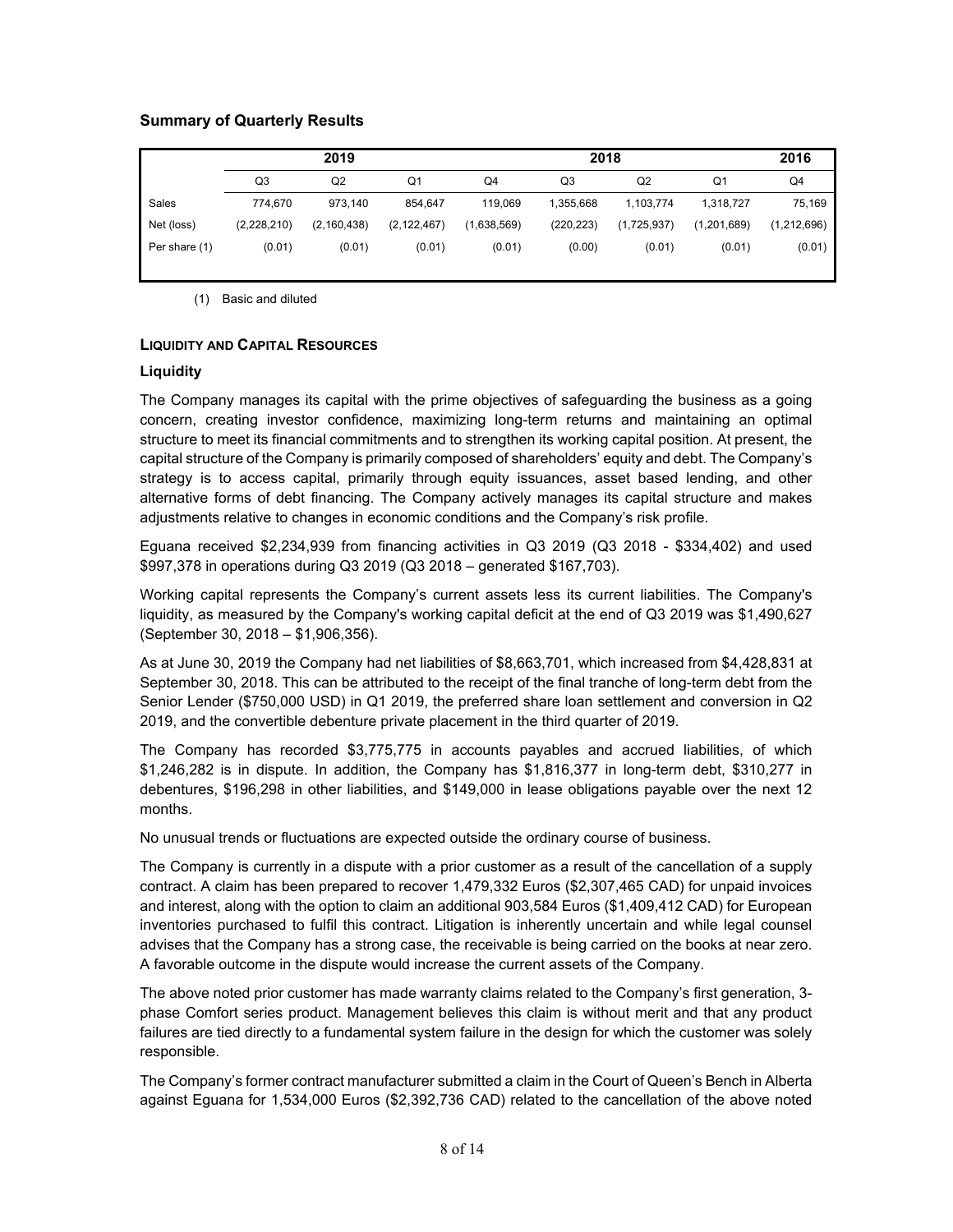### Summary of Quarterly Results

| | 2019 | | | 2018 | | | | 2016 |
|---|---|---|---|---|---|---|---|---|
| | Q3 | Q2 | Q1 | Q4 | Q3 | Q2 | Q1 | Q4 |
| Sales | 774,670 | 973,140 | 854,647 | 119,069 | 1,355,668 | 1,103,774 | 1,318,727 | 75,169 |
| Net (loss) | (2,228,210) | (2,160,438) | (2,122,467) | (1,638,569) | (220,223) | (1,725,937) | (1,201,689) | (1,212,696) |
| Per share (1) | (0.01) | (0.01) | (0.01) | (0.01) | (0.00) | (0.01) | (0.01) | (0.01) |

(1) Basic and diluted

## LIQUIDITY AND CAPITAL RESOURCES

### Liquidity

The Company manages its capital with the prime objectives of safeguarding the business as a going concern, creating investor confidence, maximizing long-term returns and maintaining an optimal structure to meet its financial commitments and to strengthen its working capital position. At present, the capital structure of the Company is primarily composed of shareholders' equity and debt. The Company's strategy is to access capital, primarily through equity issuances, asset based lending, and other alternative forms of debt financing. The Company actively manages its capital structure and makes adjustments relative to changes in economic conditions and the Company's risk profile.

Eguana received $2,234,939 from financing activities in Q3 2019 (Q3 2018 - $334,402) and used $997,378 in operations during Q3 2019 (Q3 2018 – generated $167,703).

Working capital represents the Company's current assets less its current liabilities. The Company's liquidity, as measured by the Company's working capital deficit at the end of Q3 2019 was $1,490,627 (September 30, 2018 – $1,906,356).

As at June 30, 2019 the Company had net liabilities of $8,663,701, which increased from $4,428,831 at September 30, 2018. This can be attributed to the receipt of the final tranche of long-term debt from the Senior Lender ($750,000 USD) in Q1 2019, the preferred share loan settlement and conversion in Q2 2019, and the convertible debenture private placement in the third quarter of 2019.

The Company has recorded $3,775,775 in accounts payables and accrued liabilities, of which $1,246,282 is in dispute. In addition, the Company has $1,816,377 in long-term debt, $310,277 in debentures, $196,298 in other liabilities, and $149,000 in lease obligations payable over the next 12 months.

No unusual trends or fluctuations are expected outside the ordinary course of business.

The Company is currently in a dispute with a prior customer as a result of the cancellation of a supply contract. A claim has been prepared to recover 1,479,332 Euros ($2,307,465 CAD) for unpaid invoices and interest, along with the option to claim an additional 903,584 Euros ($1,409,412 CAD) for European inventories purchased to fulfil this contract. Litigation is inherently uncertain and while legal counsel advises that the Company has a strong case, the receivable is being carried on the books at near zero. A favorable outcome in the dispute would increase the current assets of the Company.

The above noted prior customer has made warranty claims related to the Company's first generation, 3-phase Comfort series product. Management believes this claim is without merit and that any product failures are tied directly to a fundamental system failure in the design for which the customer was solely responsible.

The Company's former contract manufacturer submitted a claim in the Court of Queen's Bench in Alberta against Eguana for 1,534,000 Euros ($2,392,736 CAD) related to the cancellation of the above noted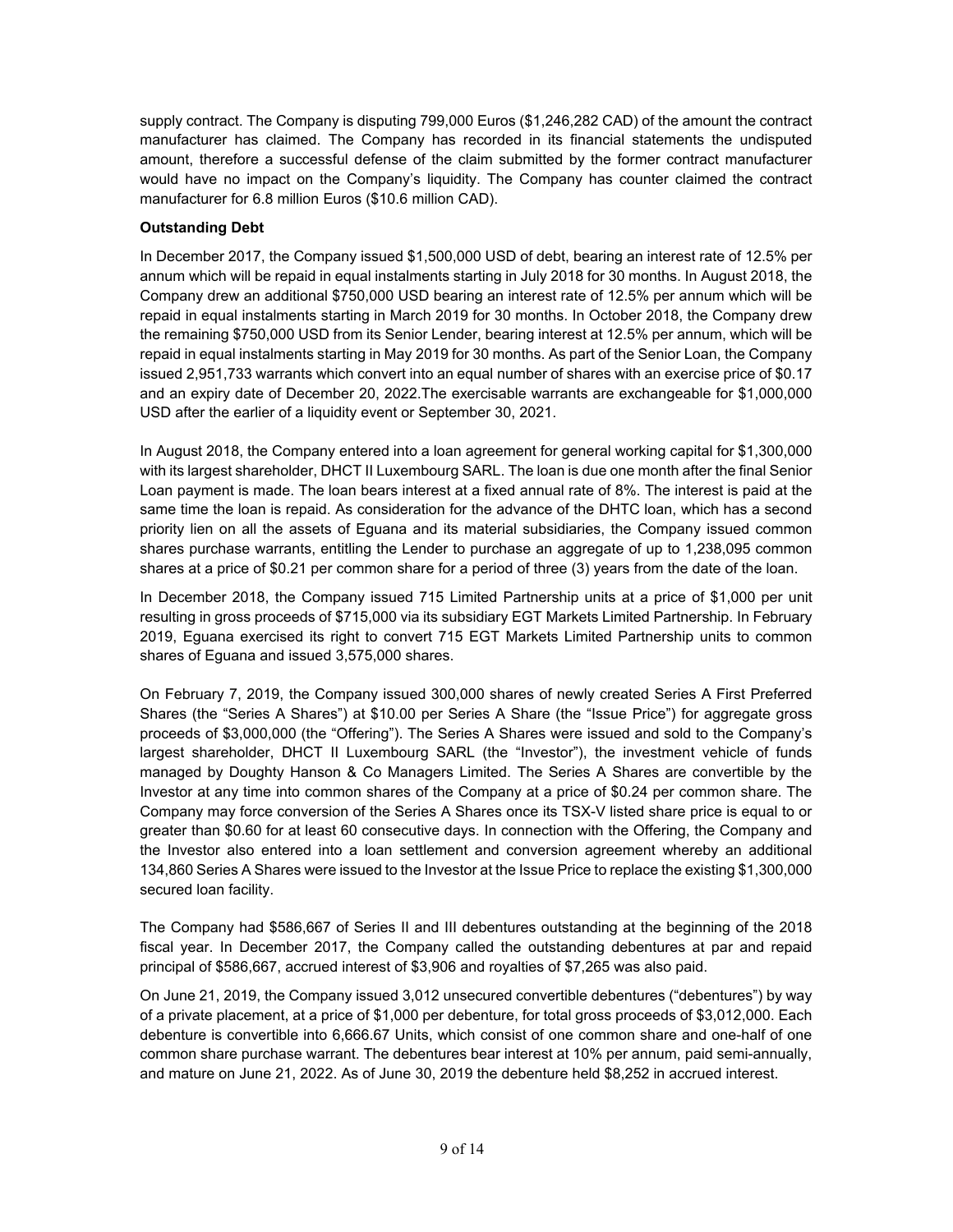supply contract. The Company is disputing 799,000 Euros ($1,246,282 CAD) of the amount the contract manufacturer has claimed. The Company has recorded in its financial statements the undisputed amount, therefore a successful defense of the claim submitted by the former contract manufacturer would have no impact on the Company's liquidity. The Company has counter claimed the contract manufacturer for 6.8 million Euros ($10.6 million CAD).

**Outstanding Debt**

In December 2017, the Company issued $1,500,000 USD of debt, bearing an interest rate of 12.5% per annum which will be repaid in equal instalments starting in July 2018 for 30 months. In August 2018, the Company drew an additional $750,000 USD bearing an interest rate of 12.5% per annum which will be repaid in equal instalments starting in March 2019 for 30 months. In October 2018, the Company drew the remaining $750,000 USD from its Senior Lender, bearing interest at 12.5% per annum, which will be repaid in equal instalments starting in May 2019 for 30 months. As part of the Senior Loan, the Company issued 2,951,733 warrants which convert into an equal number of shares with an exercise price of $0.17 and an expiry date of December 20, 2022.The exercisable warrants are exchangeable for $1,000,000 USD after the earlier of a liquidity event or September 30, 2021.

In August 2018, the Company entered into a loan agreement for general working capital for $1,300,000 with its largest shareholder, DHCT II Luxembourg SARL. The loan is due one month after the final Senior Loan payment is made. The loan bears interest at a fixed annual rate of 8%. The interest is paid at the same time the loan is repaid. As consideration for the advance of the DHTC loan, which has a second priority lien on all the assets of Eguana and its material subsidiaries, the Company issued common shares purchase warrants, entitling the Lender to purchase an aggregate of up to 1,238,095 common shares at a price of $0.21 per common share for a period of three (3) years from the date of the loan.

In December 2018, the Company issued 715 Limited Partnership units at a price of $1,000 per unit resulting in gross proceeds of $715,000 via its subsidiary EGT Markets Limited Partnership. In February 2019, Eguana exercised its right to convert 715 EGT Markets Limited Partnership units to common shares of Eguana and issued 3,575,000 shares.

On February 7, 2019, the Company issued 300,000 shares of newly created Series A First Preferred Shares (the "Series A Shares") at $10.00 per Series A Share (the "Issue Price") for aggregate gross proceeds of $3,000,000 (the "Offering"). The Series A Shares were issued and sold to the Company's largest shareholder, DHCT II Luxembourg SARL (the "Investor"), the investment vehicle of funds managed by Doughty Hanson & Co Managers Limited. The Series A Shares are convertible by the Investor at any time into common shares of the Company at a price of $0.24 per common share. The Company may force conversion of the Series A Shares once its TSX-V listed share price is equal to or greater than $0.60 for at least 60 consecutive days. In connection with the Offering, the Company and the Investor also entered into a loan settlement and conversion agreement whereby an additional 134,860 Series A Shares were issued to the Investor at the Issue Price to replace the existing $1,300,000 secured loan facility.

The Company had $586,667 of Series II and III debentures outstanding at the beginning of the 2018 fiscal year. In December 2017, the Company called the outstanding debentures at par and repaid principal of $586,667, accrued interest of $3,906 and royalties of $7,265 was also paid.

On June 21, 2019, the Company issued 3,012 unsecured convertible debentures ("debentures") by way of a private placement, at a price of $1,000 per debenture, for total gross proceeds of $3,012,000. Each debenture is convertible into 6,666.67 Units, which consist of one common share and one-half of one common share purchase warrant. The debentures bear interest at 10% per annum, paid semi-annually, and mature on June 21, 2022. As of June 30, 2019 the debenture held $8,252 in accrued interest.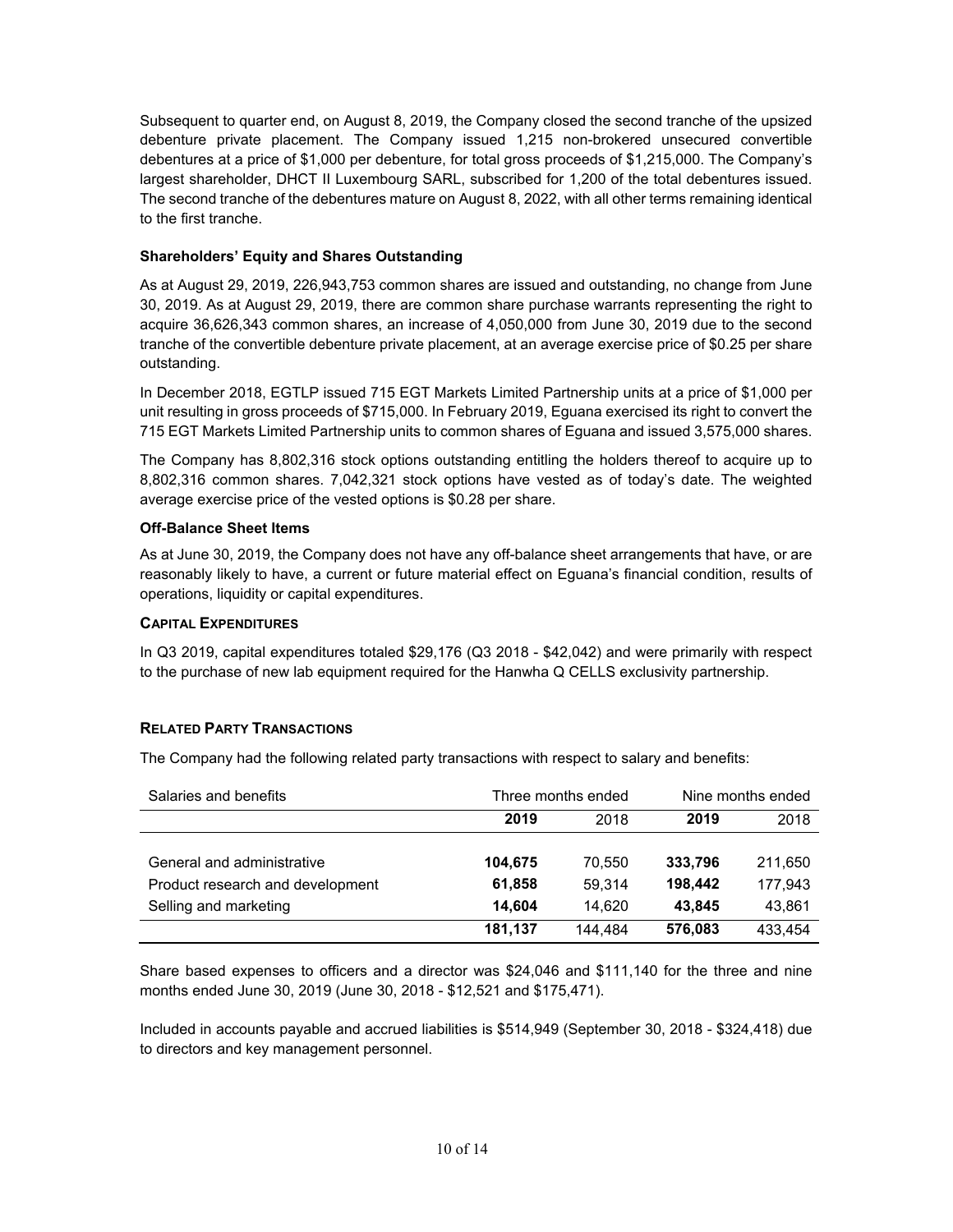Subsequent to quarter end, on August 8, 2019, the Company closed the second tranche of the upsized debenture private placement. The Company issued 1,215 non-brokered unsecured convertible debentures at a price of $1,000 per debenture, for total gross proceeds of $1,215,000. The Company's largest shareholder, DHCT II Luxembourg SARL, subscribed for 1,200 of the total debentures issued. The second tranche of the debentures mature on August 8, 2022, with all other terms remaining identical to the first tranche.

### Shareholders' Equity and Shares Outstanding

As at August 29, 2019, 226,943,753 common shares are issued and outstanding, no change from June 30, 2019. As at August 29, 2019, there are common share purchase warrants representing the right to acquire 36,626,343 common shares, an increase of 4,050,000 from June 30, 2019 due to the second tranche of the convertible debenture private placement, at an average exercise price of $0.25 per share outstanding.

In December 2018, EGTLP issued 715 EGT Markets Limited Partnership units at a price of $1,000 per unit resulting in gross proceeds of $715,000. In February 2019, Eguana exercised its right to convert the 715 EGT Markets Limited Partnership units to common shares of Eguana and issued 3,575,000 shares.

The Company has 8,802,316 stock options outstanding entitling the holders thereof to acquire up to 8,802,316 common shares. 7,042,321 stock options have vested as of today's date. The weighted average exercise price of the vested options is $0.28 per share.

### Off-Balance Sheet Items

As at June 30, 2019, the Company does not have any off-balance sheet arrangements that have, or are reasonably likely to have, a current or future material effect on Eguana's financial condition, results of operations, liquidity or capital expenditures.

## Capital Expenditures

In Q3 2019, capital expenditures totaled $29,176 (Q3 2018 - $42,042) and were primarily with respect to the purchase of new lab equipment required for the Hanwha Q CELLS exclusivity partnership.

## Related Party Transactions

The Company had the following related party transactions with respect to salary and benefits:

| Salaries and benefits | Three months ended | | Nine months ended | |
|---|---|---|---|---|
| | **2019** | 2018 | **2019** | 2018 |
| General and administrative | **104,675** | 70,550 | **333,796** | 211,650 |
| Product research and development | **61,858** | 59,314 | **198,442** | 177,943 |
| Selling and marketing | **14,604** | 14,620 | **43,845** | 43,861 |
| | **181,137** | 144,484 | **576,083** | 433,454 |

Share based expenses to officers and a director was $24,046 and $111,140 for the three and nine months ended June 30, 2019 (June 30, 2018 - $12,521 and $175,471).

Included in accounts payable and accrued liabilities is $514,949 (September 30, 2018 - $324,418) due to directors and key management personnel.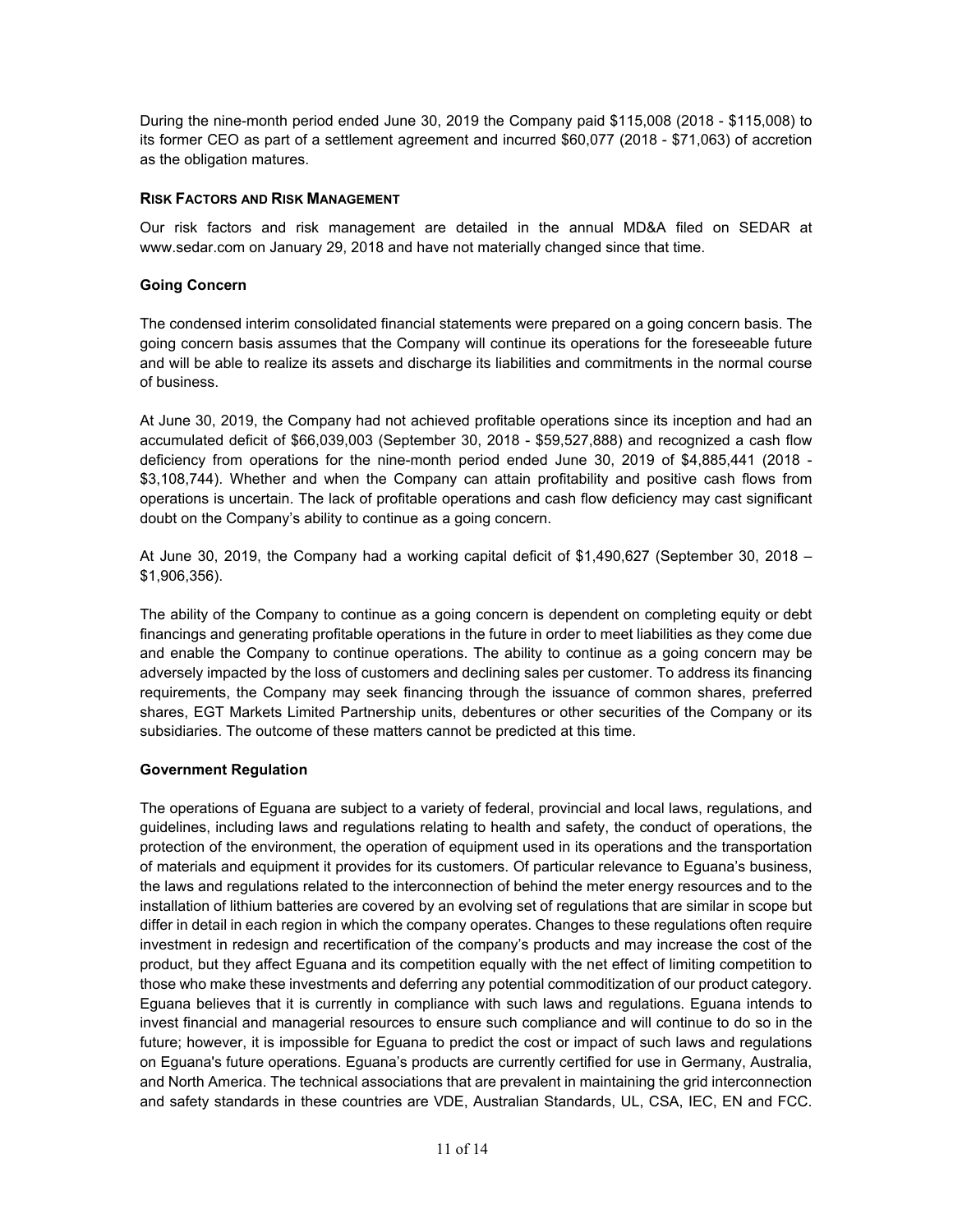During the nine-month period ended June 30, 2019 the Company paid $115,008 (2018 - $115,008) to its former CEO as part of a settlement agreement and incurred $60,077 (2018 - $71,063) of accretion as the obligation matures.

## RISK FACTORS AND RISK MANAGEMENT

Our risk factors and risk management are detailed in the annual MD&A filed on SEDAR at www.sedar.com on January 29, 2018 and have not materially changed since that time.

### Going Concern

The condensed interim consolidated financial statements were prepared on a going concern basis. The going concern basis assumes that the Company will continue its operations for the foreseeable future and will be able to realize its assets and discharge its liabilities and commitments in the normal course of business.

At June 30, 2019, the Company had not achieved profitable operations since its inception and had an accumulated deficit of $66,039,003 (September 30, 2018 - $59,527,888) and recognized a cash flow deficiency from operations for the nine-month period ended June 30, 2019 of $4,885,441 (2018 - $3,108,744). Whether and when the Company can attain profitability and positive cash flows from operations is uncertain. The lack of profitable operations and cash flow deficiency may cast significant doubt on the Company's ability to continue as a going concern.

At June 30, 2019, the Company had a working capital deficit of $1,490,627 (September 30, 2018 – $1,906,356).

The ability of the Company to continue as a going concern is dependent on completing equity or debt financings and generating profitable operations in the future in order to meet liabilities as they come due and enable the Company to continue operations. The ability to continue as a going concern may be adversely impacted by the loss of customers and declining sales per customer. To address its financing requirements, the Company may seek financing through the issuance of common shares, preferred shares, EGT Markets Limited Partnership units, debentures or other securities of the Company or its subsidiaries. The outcome of these matters cannot be predicted at this time.

### Government Regulation

The operations of Eguana are subject to a variety of federal, provincial and local laws, regulations, and guidelines, including laws and regulations relating to health and safety, the conduct of operations, the protection of the environment, the operation of equipment used in its operations and the transportation of materials and equipment it provides for its customers. Of particular relevance to Eguana's business, the laws and regulations related to the interconnection of behind the meter energy resources and to the installation of lithium batteries are covered by an evolving set of regulations that are similar in scope but differ in detail in each region in which the company operates. Changes to these regulations often require investment in redesign and recertification of the company's products and may increase the cost of the product, but they affect Eguana and its competition equally with the net effect of limiting competition to those who make these investments and deferring any potential commoditization of our product category. Eguana believes that it is currently in compliance with such laws and regulations. Eguana intends to invest financial and managerial resources to ensure such compliance and will continue to do so in the future; however, it is impossible for Eguana to predict the cost or impact of such laws and regulations on Eguana's future operations. Eguana's products are currently certified for use in Germany, Australia, and North America. The technical associations that are prevalent in maintaining the grid interconnection and safety standards in these countries are VDE, Australian Standards, UL, CSA, IEC, EN and FCC.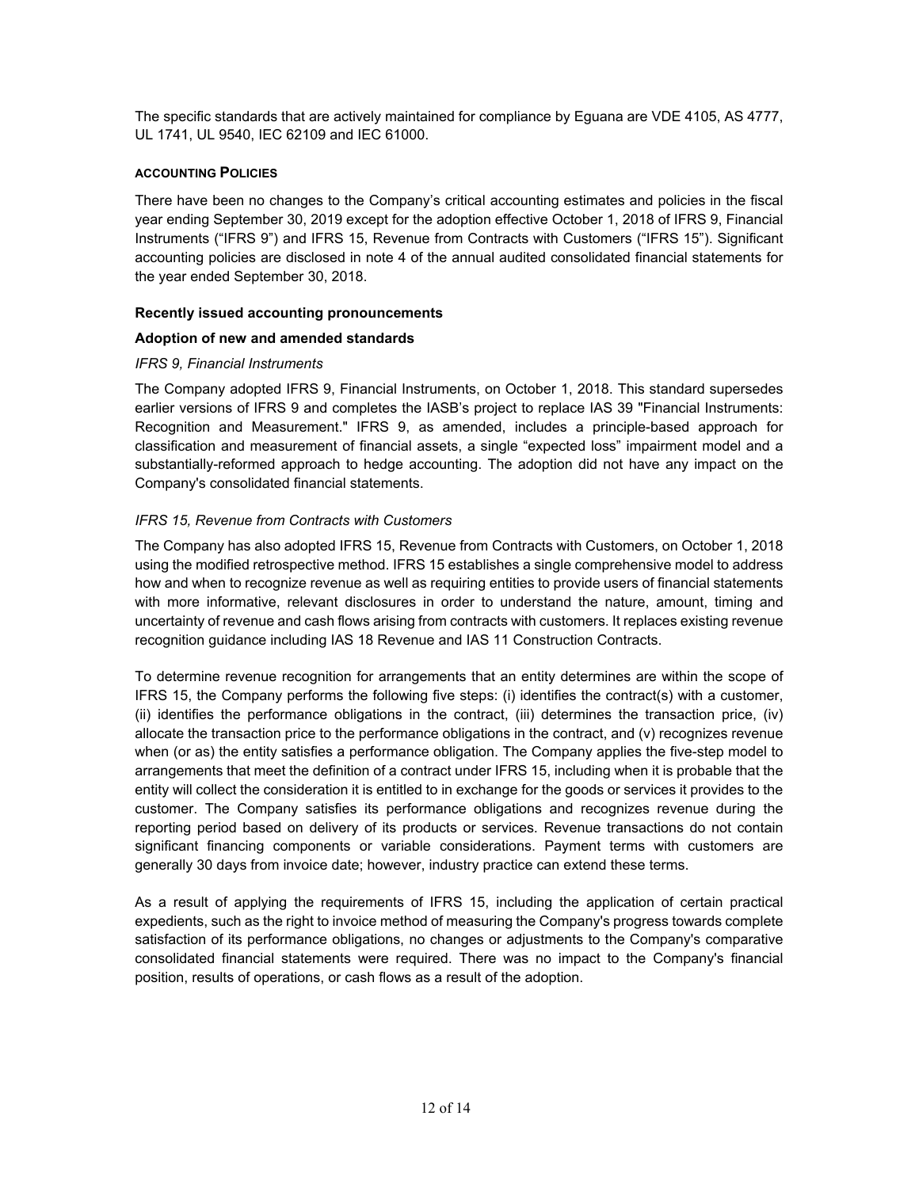The specific standards that are actively maintained for compliance by Eguana are VDE 4105, AS 4777, UL 1741, UL 9540, IEC 62109 and IEC 61000.

## ACCOUNTING POLICIES

There have been no changes to the Company's critical accounting estimates and policies in the fiscal year ending September 30, 2019 except for the adoption effective October 1, 2018 of IFRS 9, Financial Instruments ("IFRS 9") and IFRS 15, Revenue from Contracts with Customers ("IFRS 15"). Significant accounting policies are disclosed in note 4 of the annual audited consolidated financial statements for the year ended September 30, 2018.

### Recently issued accounting pronouncements

### Adoption of new and amended standards

*IFRS 9, Financial Instruments*

The Company adopted IFRS 9, Financial Instruments, on October 1, 2018. This standard supersedes earlier versions of IFRS 9 and completes the IASB's project to replace IAS 39 "Financial Instruments: Recognition and Measurement." IFRS 9, as amended, includes a principle-based approach for classification and measurement of financial assets, a single "expected loss" impairment model and a substantially-reformed approach to hedge accounting. The adoption did not have any impact on the Company's consolidated financial statements.

*IFRS 15, Revenue from Contracts with Customers*

The Company has also adopted IFRS 15, Revenue from Contracts with Customers, on October 1, 2018 using the modified retrospective method. IFRS 15 establishes a single comprehensive model to address how and when to recognize revenue as well as requiring entities to provide users of financial statements with more informative, relevant disclosures in order to understand the nature, amount, timing and uncertainty of revenue and cash flows arising from contracts with customers. It replaces existing revenue recognition guidance including IAS 18 Revenue and IAS 11 Construction Contracts.

To determine revenue recognition for arrangements that an entity determines are within the scope of IFRS 15, the Company performs the following five steps: (i) identifies the contract(s) with a customer, (ii) identifies the performance obligations in the contract, (iii) determines the transaction price, (iv) allocate the transaction price to the performance obligations in the contract, and (v) recognizes revenue when (or as) the entity satisfies a performance obligation. The Company applies the five-step model to arrangements that meet the definition of a contract under IFRS 15, including when it is probable that the entity will collect the consideration it is entitled to in exchange for the goods or services it provides to the customer. The Company satisfies its performance obligations and recognizes revenue during the reporting period based on delivery of its products or services. Revenue transactions do not contain significant financing components or variable considerations. Payment terms with customers are generally 30 days from invoice date; however, industry practice can extend these terms.

As a result of applying the requirements of IFRS 15, including the application of certain practical expedients, such as the right to invoice method of measuring the Company's progress towards complete satisfaction of its performance obligations, no changes or adjustments to the Company's comparative consolidated financial statements were required. There was no impact to the Company's financial position, results of operations, or cash flows as a result of the adoption.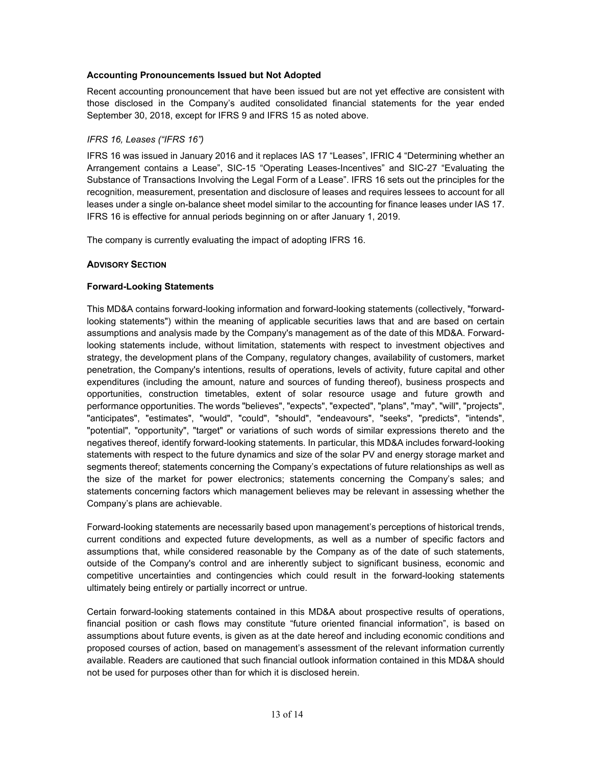**Accounting Pronouncements Issued but Not Adopted**

Recent accounting pronouncement that have been issued but are not yet effective are consistent with those disclosed in the Company's audited consolidated financial statements for the year ended September 30, 2018, except for IFRS 9 and IFRS 15 as noted above.

*IFRS 16, Leases ("IFRS 16")*

IFRS 16 was issued in January 2016 and it replaces IAS 17 "Leases", IFRIC 4 "Determining whether an Arrangement contains a Lease", SIC-15 "Operating Leases-Incentives" and SIC-27 "Evaluating the Substance of Transactions Involving the Legal Form of a Lease". IFRS 16 sets out the principles for the recognition, measurement, presentation and disclosure of leases and requires lessees to account for all leases under a single on-balance sheet model similar to the accounting for finance leases under IAS 17. IFRS 16 is effective for annual periods beginning on or after January 1, 2019.

The company is currently evaluating the impact of adopting IFRS 16.

## ADVISORY SECTION

**Forward-Looking Statements**

This MD&A contains forward-looking information and forward-looking statements (collectively, "forward-looking statements") within the meaning of applicable securities laws that and are based on certain assumptions and analysis made by the Company's management as of the date of this MD&A. Forward-looking statements include, without limitation, statements with respect to investment objectives and strategy, the development plans of the Company, regulatory changes, availability of customers, market penetration, the Company's intentions, results of operations, levels of activity, future capital and other expenditures (including the amount, nature and sources of funding thereof), business prospects and opportunities, construction timetables, extent of solar resource usage and future growth and performance opportunities. The words "believes", "expects", "expected", "plans", "may", "will", "projects", "anticipates", "estimates", "would", "could", "should", "endeavours", "seeks", "predicts", "intends", "potential", "opportunity", "target" or variations of such words of similar expressions thereto and the negatives thereof, identify forward-looking statements. In particular, this MD&A includes forward-looking statements with respect to the future dynamics and size of the solar PV and energy storage market and segments thereof; statements concerning the Company's expectations of future relationships as well as the size of the market for power electronics; statements concerning the Company's sales; and statements concerning factors which management believes may be relevant in assessing whether the Company's plans are achievable.

Forward-looking statements are necessarily based upon management's perceptions of historical trends, current conditions and expected future developments, as well as a number of specific factors and assumptions that, while considered reasonable by the Company as of the date of such statements, outside of the Company's control and are inherently subject to significant business, economic and competitive uncertainties and contingencies which could result in the forward-looking statements ultimately being entirely or partially incorrect or untrue.

Certain forward-looking statements contained in this MD&A about prospective results of operations, financial position or cash flows may constitute "future oriented financial information", is based on assumptions about future events, is given as at the date hereof and including economic conditions and proposed courses of action, based on management's assessment of the relevant information currently available. Readers are cautioned that such financial outlook information contained in this MD&A should not be used for purposes other than for which it is disclosed herein.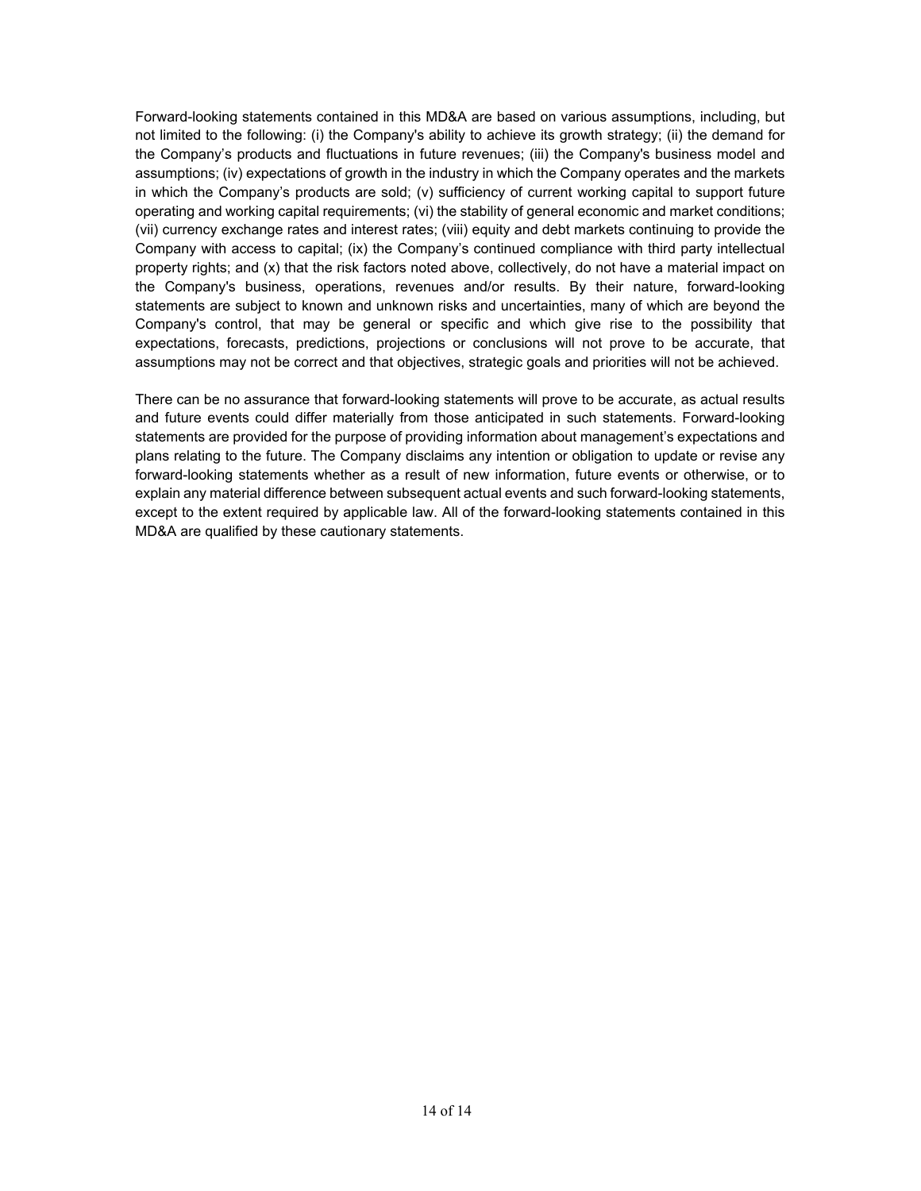Forward-looking statements contained in this MD&A are based on various assumptions, including, but not limited to the following: (i) the Company's ability to achieve its growth strategy; (ii) the demand for the Company’s products and fluctuations in future revenues; (iii) the Company's business model and assumptions; (iv) expectations of growth in the industry in which the Company operates and the markets in which the Company’s products are sold; (v) sufficiency of current working capital to support future operating and working capital requirements; (vi) the stability of general economic and market conditions; (vii) currency exchange rates and interest rates; (viii) equity and debt markets continuing to provide the Company with access to capital; (ix) the Company’s continued compliance with third party intellectual property rights; and (x) that the risk factors noted above, collectively, do not have a material impact on the Company's business, operations, revenues and/or results. By their nature, forward-looking statements are subject to known and unknown risks and uncertainties, many of which are beyond the Company's control, that may be general or specific and which give rise to the possibility that expectations, forecasts, predictions, projections or conclusions will not prove to be accurate, that assumptions may not be correct and that objectives, strategic goals and priorities will not be achieved.

There can be no assurance that forward-looking statements will prove to be accurate, as actual results and future events could differ materially from those anticipated in such statements. Forward-looking statements are provided for the purpose of providing information about management’s expectations and plans relating to the future. The Company disclaims any intention or obligation to update or revise any forward-looking statements whether as a result of new information, future events or otherwise, or to explain any material difference between subsequent actual events and such forward-looking statements, except to the extent required by applicable law. All of the forward-looking statements contained in this MD&A are qualified by these cautionary statements.